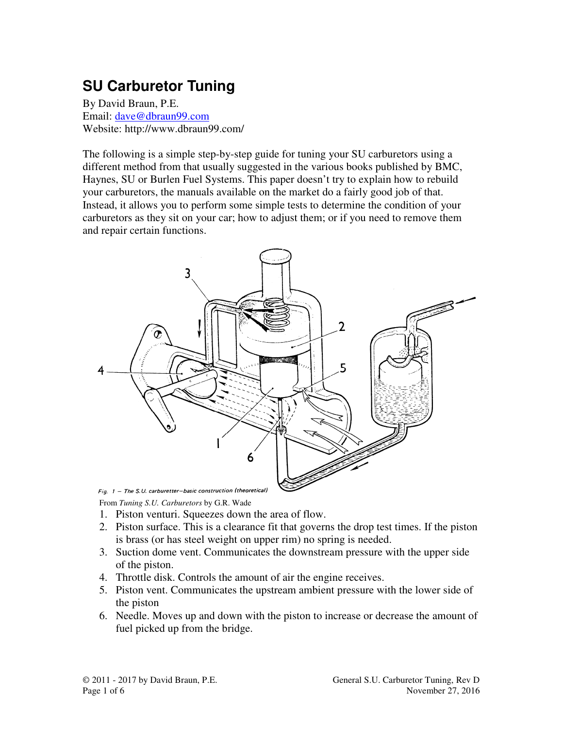# SU Carburetor Tuning

By David Braun, P.E.
Email: dave@dbraun99.com
Website: http://www.dbraun99.com/

The following is a simple step-by-step guide for tuning your SU carburetors using a different method from that usually suggested in the various books published by BMC, Haynes, SU or Burlen Fuel Systems. This paper doesn't try to explain how to rebuild your carburetors, the manuals available on the market do a fairly good job of that. Instead, it allows you to perform some simple tests to determine the condition of your carburetors as they sit on your car; how to adjust them; or if you need to remove them and repair certain functions.

*Fig. 1 – The S.U. carburetter–basic construction (theoretical)*

From *Tuning S.U. Carburetors* by G.R. Wade

1. Piston venturi. Squeezes down the area of flow.
2. Piston surface. This is a clearance fit that governs the drop test times. If the piston is brass (or has steel weight on upper rim) no spring is needed.
3. Suction dome vent. Communicates the downstream pressure with the upper side of the piston.
4. Throttle disk. Controls the amount of air the engine receives.
5. Piston vent. Communicates the upstream ambient pressure with the lower side of the piston
6. Needle. Moves up and down with the piston to increase or decrease the amount of fuel picked up from the bridge.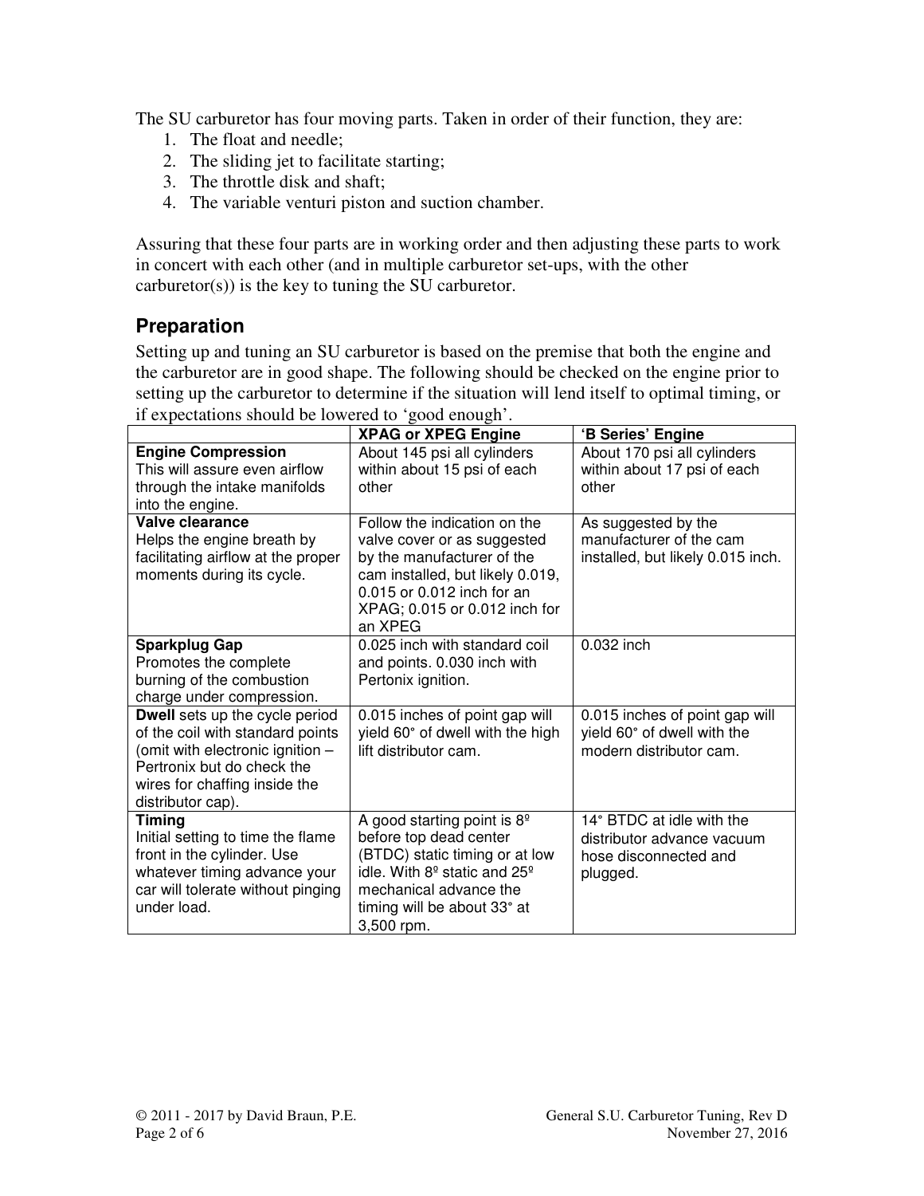The SU carburetor has four moving parts. Taken in order of their function, they are:

1. The float and needle;
2. The sliding jet to facilitate starting;
3. The throttle disk and shaft;
4. The variable venturi piston and suction chamber.

Assuring that these four parts are in working order and then adjusting these parts to work in concert with each other (and in multiple carburetor set-ups, with the other carburetor(s)) is the key to tuning the SU carburetor.

## Preparation

Setting up and tuning an SU carburetor is based on the premise that both the engine and the carburetor are in good shape. The following should be checked on the engine prior to setting up the carburetor to determine if the situation will lend itself to optimal timing, or if expectations should be lowered to 'good enough'.

| | **XPAG or XPEG Engine** | **'B Series' Engine** |
|---|---|---|
| **Engine Compression** This will assure even airflow through the intake manifolds into the engine. | About 145 psi all cylinders within about 15 psi of each other | About 170 psi all cylinders within about 17 psi of each other |
| **Valve clearance** Helps the engine breath by facilitating airflow at the proper moments during its cycle. | Follow the indication on the valve cover or as suggested by the manufacturer of the cam installed, but likely 0.019, 0.015 or 0.012 inch for an XPAG; 0.015 or 0.012 inch for an XPEG | As suggested by the manufacturer of the cam installed, but likely 0.015 inch. |
| **Sparkplug Gap** Promotes the complete burning of the combustion charge under compression. | 0.025 inch with standard coil and points. 0.030 inch with Pertonix ignition. | 0.032 inch |
| **Dwell** sets up the cycle period of the coil with standard points (omit with electronic ignition – Pertronix but do check the wires for chaffing inside the distributor cap). | 0.015 inches of point gap will yield 60° of dwell with the high lift distributor cam. | 0.015 inches of point gap will yield 60° of dwell with the modern distributor cam. |
| **Timing** Initial setting to time the flame front in the cylinder. Use whatever timing advance your car will tolerate without pinging under load. | A good starting point is 8º before top dead center (BTDC) static timing or at low idle. With 8º static and 25º mechanical advance the timing will be about 33° at 3,500 rpm. | 14° BTDC at idle with the distributor advance vacuum hose disconnected and plugged. |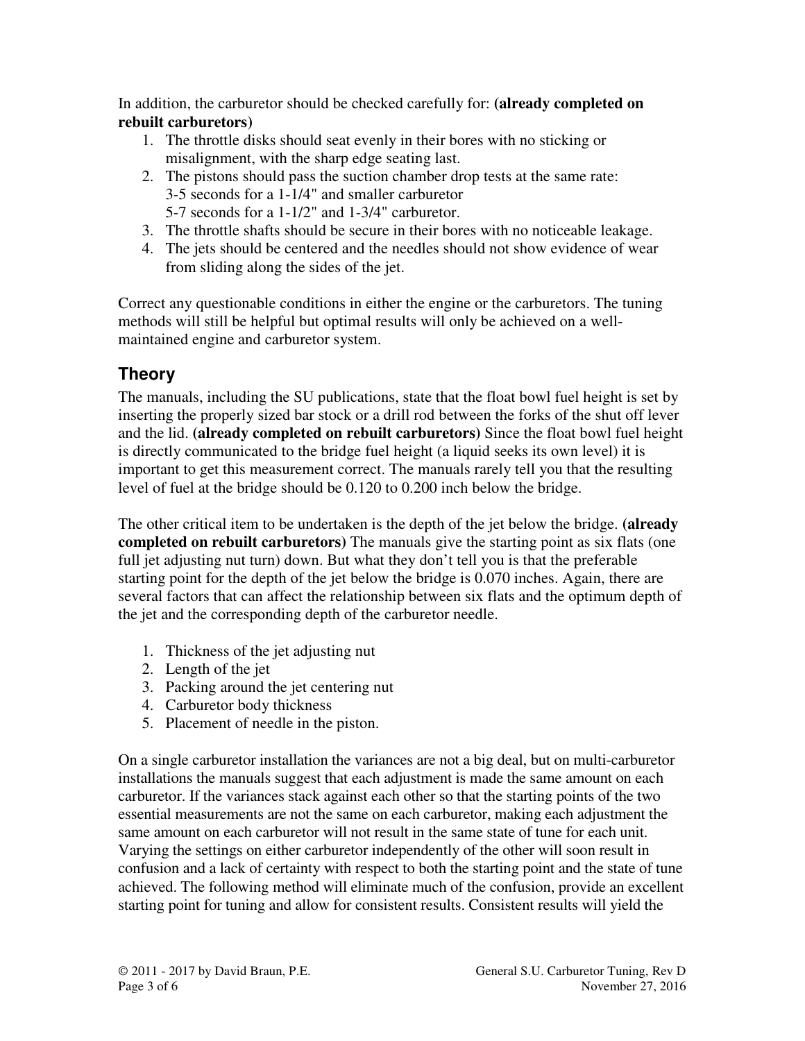In addition, the carburetor should be checked carefully for: **(already completed on rebuilt carburetors)**

1. The throttle disks should seat evenly in their bores with no sticking or misalignment, with the sharp edge seating last.
2. The pistons should pass the suction chamber drop tests at the same rate:
   3-5 seconds for a 1-1/4" and smaller carburetor
   5-7 seconds for a 1-1/2" and 1-3/4" carburetor.
3. The throttle shafts should be secure in their bores with no noticeable leakage.
4. The jets should be centered and the needles should not show evidence of wear from sliding along the sides of the jet.

Correct any questionable conditions in either the engine or the carburetors. The tuning methods will still be helpful but optimal results will only be achieved on a well-maintained engine and carburetor system.

## Theory

The manuals, including the SU publications, state that the float bowl fuel height is set by inserting the properly sized bar stock or a drill rod between the forks of the shut off lever and the lid. **(already completed on rebuilt carburetors)** Since the float bowl fuel height is directly communicated to the bridge fuel height (a liquid seeks its own level) it is important to get this measurement correct. The manuals rarely tell you that the resulting level of fuel at the bridge should be 0.120 to 0.200 inch below the bridge.

The other critical item to be undertaken is the depth of the jet below the bridge. **(already completed on rebuilt carburetors)** The manuals give the starting point as six flats (one full jet adjusting nut turn) down. But what they don't tell you is that the preferable starting point for the depth of the jet below the bridge is 0.070 inches. Again, there are several factors that can affect the relationship between six flats and the optimum depth of the jet and the corresponding depth of the carburetor needle.

1. Thickness of the jet adjusting nut
2. Length of the jet
3. Packing around the jet centering nut
4. Carburetor body thickness
5. Placement of needle in the piston.

On a single carburetor installation the variances are not a big deal, but on multi-carburetor installations the manuals suggest that each adjustment is made the same amount on each carburetor. If the variances stack against each other so that the starting points of the two essential measurements are not the same on each carburetor, making each adjustment the same amount on each carburetor will not result in the same state of tune for each unit. Varying the settings on either carburetor independently of the other will soon result in confusion and a lack of certainty with respect to both the starting point and the state of tune achieved. The following method will eliminate much of the confusion, provide an excellent starting point for tuning and allow for consistent results. Consistent results will yield the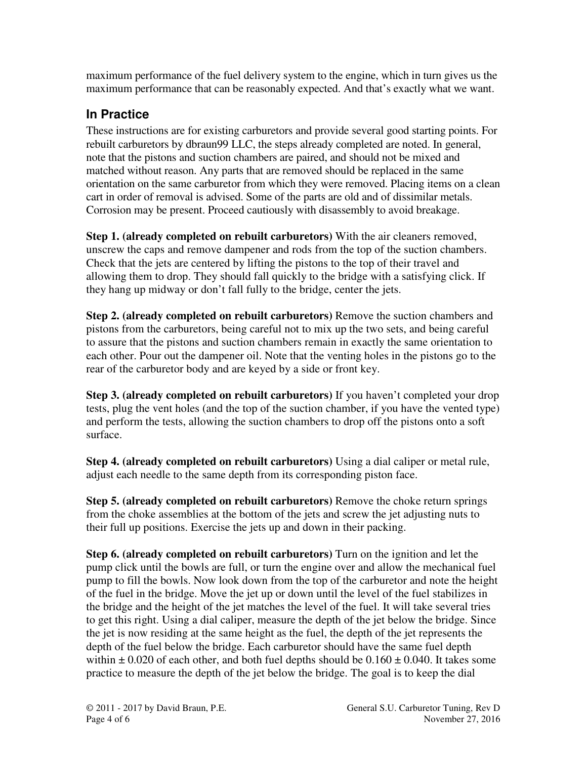maximum performance of the fuel delivery system to the engine, which in turn gives us the maximum performance that can be reasonably expected. And that's exactly what we want.

## In Practice

These instructions are for existing carburetors and provide several good starting points. For rebuilt carburetors by dbraun99 LLC, the steps already completed are noted. In general, note that the pistons and suction chambers are paired, and should not be mixed and matched without reason. Any parts that are removed should be replaced in the same orientation on the same carburetor from which they were removed. Placing items on a clean cart in order of removal is advised. Some of the parts are old and of dissimilar metals. Corrosion may be present. Proceed cautiously with disassembly to avoid breakage.

**Step 1. (already completed on rebuilt carburetors)** With the air cleaners removed, unscrew the caps and remove dampener and rods from the top of the suction chambers. Check that the jets are centered by lifting the pistons to the top of their travel and allowing them to drop. They should fall quickly to the bridge with a satisfying click. If they hang up midway or don't fall fully to the bridge, center the jets.

**Step 2. (already completed on rebuilt carburetors)** Remove the suction chambers and pistons from the carburetors, being careful not to mix up the two sets, and being careful to assure that the pistons and suction chambers remain in exactly the same orientation to each other. Pour out the dampener oil. Note that the venting holes in the pistons go to the rear of the carburetor body and are keyed by a side or front key.

**Step 3. (already completed on rebuilt carburetors)** If you haven't completed your drop tests, plug the vent holes (and the top of the suction chamber, if you have the vented type) and perform the tests, allowing the suction chambers to drop off the pistons onto a soft surface.

**Step 4. (already completed on rebuilt carburetors)** Using a dial caliper or metal rule, adjust each needle to the same depth from its corresponding piston face.

**Step 5. (already completed on rebuilt carburetors)** Remove the choke return springs from the choke assemblies at the bottom of the jets and screw the jet adjusting nuts to their full up positions. Exercise the jets up and down in their packing.

**Step 6. (already completed on rebuilt carburetors)** Turn on the ignition and let the pump click until the bowls are full, or turn the engine over and allow the mechanical fuel pump to fill the bowls. Now look down from the top of the carburetor and note the height of the fuel in the bridge. Move the jet up or down until the level of the fuel stabilizes in the bridge and the height of the jet matches the level of the fuel. It will take several tries to get this right. Using a dial caliper, measure the depth of the jet below the bridge. Since the jet is now residing at the same height as the fuel, the depth of the jet represents the depth of the fuel below the bridge. Each carburetor should have the same fuel depth within $\pm$ 0.020 of each other, and both fuel depths should be 0.160 $\pm$ 0.040. It takes some practice to measure the depth of the jet below the bridge. The goal is to keep the dial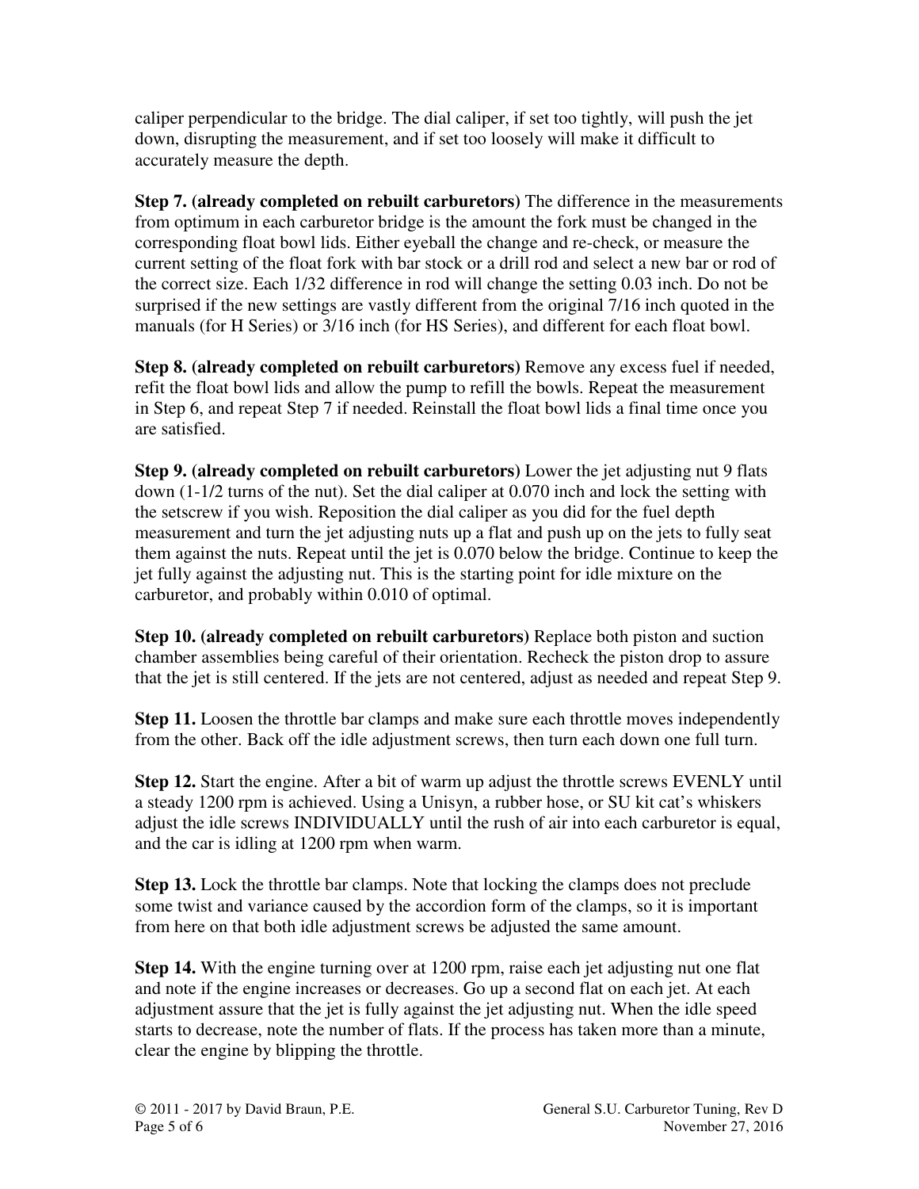caliper perpendicular to the bridge. The dial caliper, if set too tightly, will push the jet down, disrupting the measurement, and if set too loosely will make it difficult to accurately measure the depth.

**Step 7. (already completed on rebuilt carburetors)** The difference in the measurements from optimum in each carburetor bridge is the amount the fork must be changed in the corresponding float bowl lids. Either eyeball the change and re-check, or measure the current setting of the float fork with bar stock or a drill rod and select a new bar or rod of the correct size. Each 1/32 difference in rod will change the setting 0.03 inch. Do not be surprised if the new settings are vastly different from the original 7/16 inch quoted in the manuals (for H Series) or 3/16 inch (for HS Series), and different for each float bowl.

**Step 8. (already completed on rebuilt carburetors)** Remove any excess fuel if needed, refit the float bowl lids and allow the pump to refill the bowls. Repeat the measurement in Step 6, and repeat Step 7 if needed. Reinstall the float bowl lids a final time once you are satisfied.

**Step 9. (already completed on rebuilt carburetors)** Lower the jet adjusting nut 9 flats down (1-1/2 turns of the nut). Set the dial caliper at 0.070 inch and lock the setting with the setscrew if you wish. Reposition the dial caliper as you did for the fuel depth measurement and turn the jet adjusting nuts up a flat and push up on the jets to fully seat them against the nuts. Repeat until the jet is 0.070 below the bridge. Continue to keep the jet fully against the adjusting nut. This is the starting point for idle mixture on the carburetor, and probably within 0.010 of optimal.

**Step 10. (already completed on rebuilt carburetors)** Replace both piston and suction chamber assemblies being careful of their orientation. Recheck the piston drop to assure that the jet is still centered. If the jets are not centered, adjust as needed and repeat Step 9.

**Step 11.** Loosen the throttle bar clamps and make sure each throttle moves independently from the other. Back off the idle adjustment screws, then turn each down one full turn.

**Step 12.** Start the engine. After a bit of warm up adjust the throttle screws EVENLY until a steady 1200 rpm is achieved. Using a Unisyn, a rubber hose, or SU kit cat's whiskers adjust the idle screws INDIVIDUALLY until the rush of air into each carburetor is equal, and the car is idling at 1200 rpm when warm.

**Step 13.** Lock the throttle bar clamps. Note that locking the clamps does not preclude some twist and variance caused by the accordion form of the clamps, so it is important from here on that both idle adjustment screws be adjusted the same amount.

**Step 14.** With the engine turning over at 1200 rpm, raise each jet adjusting nut one flat and note if the engine increases or decreases. Go up a second flat on each jet. At each adjustment assure that the jet is fully against the jet adjusting nut. When the idle speed starts to decrease, note the number of flats. If the process has taken more than a minute, clear the engine by blipping the throttle.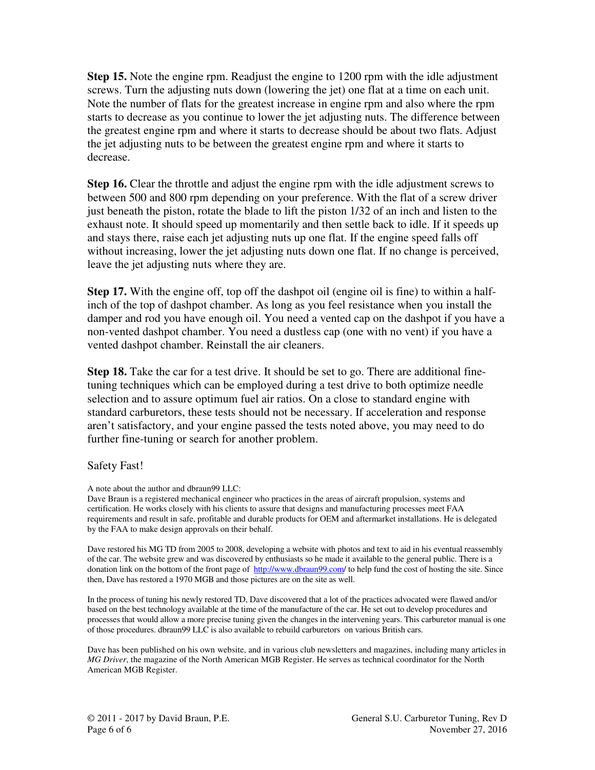**Step 15.** Note the engine rpm. Readjust the engine to 1200 rpm with the idle adjustment screws. Turn the adjusting nuts down (lowering the jet) one flat at a time on each unit. Note the number of flats for the greatest increase in engine rpm and also where the rpm starts to decrease as you continue to lower the jet adjusting nuts. The difference between the greatest engine rpm and where it starts to decrease should be about two flats. Adjust the jet adjusting nuts to be between the greatest engine rpm and where it starts to decrease.

**Step 16.** Clear the throttle and adjust the engine rpm with the idle adjustment screws to between 500 and 800 rpm depending on your preference. With the flat of a screw driver just beneath the piston, rotate the blade to lift the piston 1/32 of an inch and listen to the exhaust note. It should speed up momentarily and then settle back to idle. If it speeds up and stays there, raise each jet adjusting nuts up one flat. If the engine speed falls off without increasing, lower the jet adjusting nuts down one flat. If no change is perceived, leave the jet adjusting nuts where they are.

**Step 17.** With the engine off, top off the dashpot oil (engine oil is fine) to within a half-inch of the top of dashpot chamber. As long as you feel resistance when you install the damper and rod you have enough oil. You need a vented cap on the dashpot if you have a non-vented dashpot chamber. You need a dustless cap (one with no vent) if you have a vented dashpot chamber. Reinstall the air cleaners.

**Step 18.** Take the car for a test drive. It should be set to go. There are additional fine-tuning techniques which can be employed during a test drive to both optimize needle selection and to assure optimum fuel air ratios. On a close to standard engine with standard carburetors, these tests should not be necessary. If acceleration and response aren't satisfactory, and your engine passed the tests noted above, you may need to do further fine-tuning or search for another problem.

Safety Fast!

A note about the author and dbraun99 LLC:
Dave Braun is a registered mechanical engineer who practices in the areas of aircraft propulsion, systems and certification. He works closely with his clients to assure that designs and manufacturing processes meet FAA requirements and result in safe, profitable and durable products for OEM and aftermarket installations. He is delegated by the FAA to make design approvals on their behalf.

Dave restored his MG TD from 2005 to 2008, developing a website with photos and text to aid in his eventual reassembly of the car. The website grew and was discovered by enthusiasts so he made it available to the general public. There is a donation link on the bottom of the front page of http://www.dbraun99.com/ to help fund the cost of hosting the site. Since then, Dave has restored a 1970 MGB and those pictures are on the site as well.

In the process of tuning his newly restored TD, Dave discovered that a lot of the practices advocated were flawed and/or based on the best technology available at the time of the manufacture of the car. He set out to develop procedures and processes that would allow a more precise tuning given the changes in the intervening years. This carburetor manual is one of those procedures. dbraun99 LLC is also available to rebuild carburetors on various British cars.

Dave has been published on his own website, and in various club newsletters and magazines, including many articles in *MG Driver*, the magazine of the North American MGB Register. He serves as technical coordinator for the North American MGB Register.